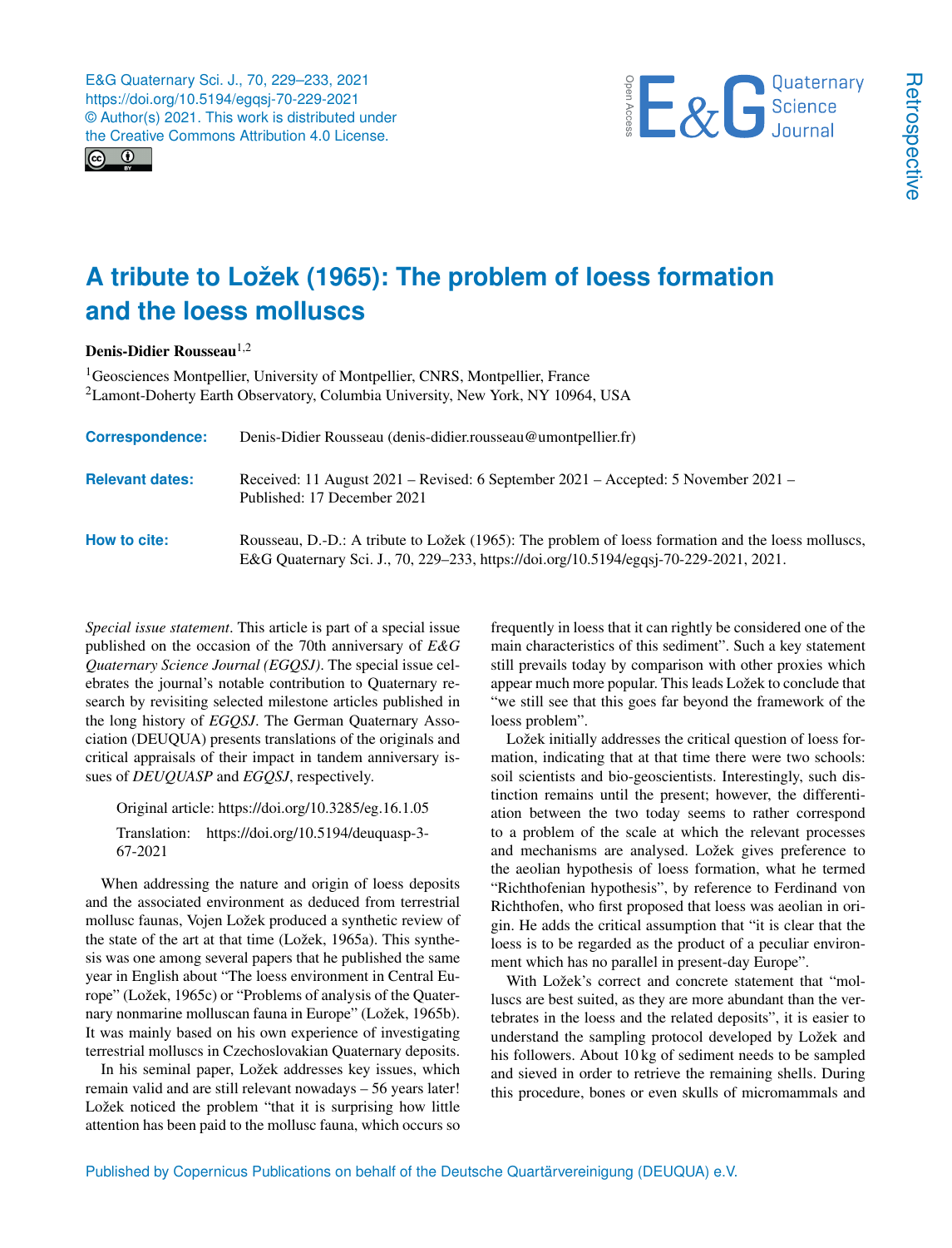# A tribute to Ložek (1965): The problem of loess formation and the loess molluscs

**Denis-Didier Rousseau**[1,2]

[1]Geosciences Montpellier, University of Montpellier, CNRS, Montpellier, France
[2]Lamont-Doherty Earth Observatory, Columbia University, New York, NY 10964, USA

**Correspondence:** Denis-Didier Rousseau (denis-didier.rousseau@umontpellier.fr)

**Relevant dates:** Received: 11 August 2021 – Revised: 6 September 2021 – Accepted: 5 November 2021 – Published: 17 December 2021

**How to cite:** Rousseau, D.-D.: A tribute to Ložek (1965): The problem of loess formation and the loess molluscs, E&G Quaternary Sci. J., 70, 229–233, https://doi.org/10.5194/egqsj-70-229-2021, 2021.

*Special issue statement*. This article is part of a special issue published on the occasion of the 70th anniversary of *E&G Quaternary Science Journal (EGQSJ)*. The special issue celebrates the journal's notable contribution to Quaternary research by revisiting selected milestone articles published in the long history of *EGQSJ*. The German Quaternary Association (DEUQUA) presents translations of the originals and critical appraisals of their impact in tandem anniversary issues of *DEUQUASP* and *EGQSJ*, respectively.

Original article: https://doi.org/10.3285/eg.16.1.05

Translation: https://doi.org/10.5194/deuquasp-3-67-2021

When addressing the nature and origin of loess deposits and the associated environment as deduced from terrestrial mollusc faunas, Vojen Ložek produced a synthetic review of the state of the art at that time (Ložek, 1965a). This synthesis was one among several papers that he published the same year in English about "The loess environment in Central Europe" (Ložek, 1965c) or "Problems of analysis of the Quaternary nonmarine molluscan fauna in Europe" (Ložek, 1965b). It was mainly based on his own experience of investigating terrestrial molluscs in Czechoslovakian Quaternary deposits.

In his seminal paper, Ložek addresses key issues, which remain valid and are still relevant nowadays – 56 years later! Ložek noticed the problem "that it is surprising how little attention has been paid to the mollusc fauna, which occurs so frequently in loess that it can rightly be considered one of the main characteristics of this sediment". Such a key statement still prevails today by comparison with other proxies which appear much more popular. This leads Ložek to conclude that "we still see that this goes far beyond the framework of the loess problem".

Ložek initially addresses the critical question of loess formation, indicating that at that time there were two schools: soil scientists and bio-geoscientists. Interestingly, such distinction remains until the present; however, the differentiation between the two today seems to rather correspond to a problem of the scale at which the relevant processes and mechanisms are analysed. Ložek gives preference to the aeolian hypothesis of loess formation, what he termed "Richthofenian hypothesis", by reference to Ferdinand von Richthofen, who first proposed that loess was aeolian in origin. He adds the critical assumption that "it is clear that the loess is to be regarded as the product of a peculiar environment which has no parallel in present-day Europe".

With Ložek's correct and concrete statement that "molluscs are best suited, as they are more abundant than the vertebrates in the loess and the related deposits", it is easier to understand the sampling protocol developed by Ložek and his followers. About 10 kg of sediment needs to be sampled and sieved in order to retrieve the remaining shells. During this procedure, bones or even skulls of micromammals and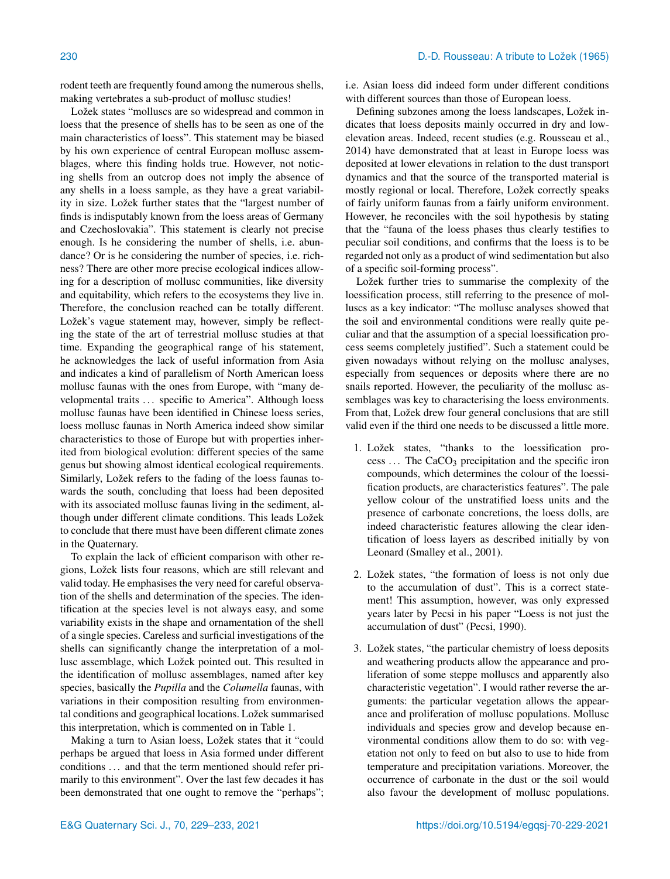rodent teeth are frequently found among the numerous shells, making vertebrates a sub-product of mollusc studies!

Ložek states "molluscs are so widespread and common in loess that the presence of shells has to be seen as one of the main characteristics of loess". This statement may be biased by his own experience of central European mollusc assemblages, where this finding holds true. However, not noticing shells from an outcrop does not imply the absence of any shells in a loess sample, as they have a great variability in size. Ložek further states that the "largest number of finds is indisputably known from the loess areas of Germany and Czechoslovakia". This statement is clearly not precise enough. Is he considering the number of shells, i.e. abundance? Or is he considering the number of species, i.e. richness? There are other more precise ecological indices allowing for a description of mollusc communities, like diversity and equitability, which refers to the ecosystems they live in. Therefore, the conclusion reached can be totally different. Ložek's vague statement may, however, simply be reflecting the state of the art of terrestrial mollusc studies at that time. Expanding the geographical range of his statement, he acknowledges the lack of useful information from Asia and indicates a kind of parallelism of North American loess mollusc faunas with the ones from Europe, with "many developmental traits ... specific to America". Although loess mollusc faunas have been identified in Chinese loess series, loess mollusc faunas in North America indeed show similar characteristics to those of Europe but with properties inherited from biological evolution: different species of the same genus but showing almost identical ecological requirements. Similarly, Ložek refers to the fading of the loess faunas towards the south, concluding that loess had been deposited with its associated mollusc faunas living in the sediment, although under different climate conditions. This leads Ložek to conclude that there must have been different climate zones in the Quaternary.

To explain the lack of efficient comparison with other regions, Ložek lists four reasons, which are still relevant and valid today. He emphasises the very need for careful observation of the shells and determination of the species. The identification at the species level is not always easy, and some variability exists in the shape and ornamentation of the shell of a single species. Careless and surficial investigations of the shells can significantly change the interpretation of a mollusc assemblage, which Ložek pointed out. This resulted in the identification of mollusc assemblages, named after key species, basically the *Pupilla* and the *Columella* faunas, with variations in their composition resulting from environmental conditions and geographical locations. Ložek summarised this interpretation, which is commented on in Table 1.

Making a turn to Asian loess, Ložek states that it "could perhaps be argued that loess in Asia formed under different conditions ... and that the term mentioned should refer primarily to this environment". Over the last few decades it has been demonstrated that one ought to remove the "perhaps"; i.e. Asian loess did indeed form under different conditions with different sources than those of European loess.

Defining subzones among the loess landscapes, Ložek indicates that loess deposits mainly occurred in dry and low-elevation areas. Indeed, recent studies (e.g. Rousseau et al., 2014) have demonstrated that at least in Europe loess was deposited at lower elevations in relation to the dust transport dynamics and that the source of the transported material is mostly regional or local. Therefore, Ložek correctly speaks of fairly uniform faunas from a fairly uniform environment. However, he reconciles with the soil hypothesis by stating that the "fauna of the loess phases thus clearly testifies to peculiar soil conditions, and confirms that the loess is to be regarded not only as a product of wind sedimentation but also of a specific soil-forming process".

Ložek further tries to summarise the complexity of the loessification process, still referring to the presence of molluscs as a key indicator: "The mollusc analyses showed that the soil and environmental conditions were really quite peculiar and that the assumption of a special loessification process seems completely justified". Such a statement could be given nowadays without relying on the mollusc analyses, especially from sequences or deposits where there are no snails reported. However, the peculiarity of the mollusc assemblages was key to characterising the loess environments. From that, Ložek drew four general conclusions that are still valid even if the third one needs to be discussed a little more.

1. Ložek states, "thanks to the loessification process ... The $CaCO_3$ precipitation and the specific iron compounds, which determines the colour of the loessification products, are characteristics features". The pale yellow colour of the unstratified loess units and the presence of carbonate concretions, the loess dolls, are indeed characteristic features allowing the clear identification of loess layers as described initially by von Leonard (Smalley et al., 2001).

2. Ložek states, "the formation of loess is not only due to the accumulation of dust". This is a correct statement! This assumption, however, was only expressed years later by Pecsi in his paper "Loess is not just the accumulation of dust" (Pecsi, 1990).

3. Ložek states, "the particular chemistry of loess deposits and weathering products allow the appearance and proliferation of some steppe molluscs and apparently also characteristic vegetation". I would rather reverse the arguments: the particular vegetation allows the appearance and proliferation of mollusc populations. Mollusc individuals and species grow and develop because environmental conditions allow them to do so: with vegetation not only to feed on but also to use to hide from temperature and precipitation variations. Moreover, the occurrence of carbonate in the dust or the soil would also favour the development of mollusc populations.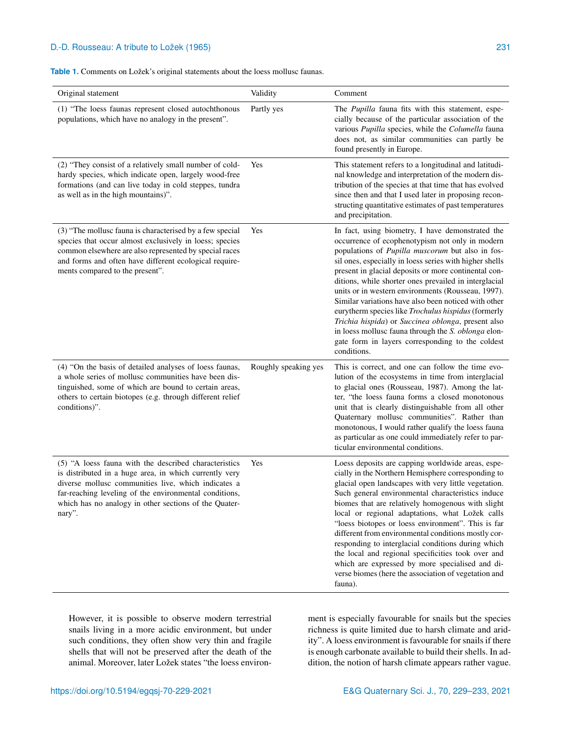**Table 1.** Comments on Ložek's original statements about the loess mollusc faunas.

| Original statement | Validity | Comment |
|---|---|---|
| (1) "The loess faunas represent closed autochthonous populations, which have no analogy in the present". | Partly yes | The *Pupilla* fauna fits with this statement, especially because of the particular association of the various *Pupilla* species, while the *Columella* fauna does not, as similar communities can partly be found presently in Europe. |
| (2) "They consist of a relatively small number of cold-hardy species, which indicate open, largely wood-free formations (and can live today in cold steppes, tundra as well as in the high mountains)". | Yes | This statement refers to a longitudinal and latitudinal knowledge and interpretation of the modern distribution of the species at that time that has evolved since then and that I used later in proposing reconstructing quantitative estimates of past temperatures and precipitation. |
| (3) "The mollusc fauna is characterised by a few special species that occur almost exclusively in loess; species common elsewhere are also represented by special races and forms and often have different ecological requirements compared to the present". | Yes | In fact, using biometry, I have demonstrated the occurrence of ecophenotypism not only in modern populations of *Pupilla muscorum* but also in fossil ones, especially in loess series with higher shells present in glacial deposits or more continental conditions, while shorter ones prevailed in interglacial units or in western environments (Rousseau, 1997). Similar variations have also been noticed with other eurytherm species like *Trochulus hispidus* (formerly *Trichia hispida*) or *Succinea oblonga*, present also in loess mollusc fauna through the *S. oblonga* elongate form in layers corresponding to the coldest conditions. |
| (4) "On the basis of detailed analyses of loess faunas, a whole series of mollusc communities have been distinguished, some of which are bound to certain areas, others to certain biotopes (e.g. through different relief conditions)". | Roughly speaking yes | This is correct, and one can follow the time evolution of the ecosystems in time from interglacial to glacial ones (Rousseau, 1987). Among the latter, "the loess fauna forms a closed monotonous unit that is clearly distinguishable from all other Quaternary mollusc communities". Rather than monotonous, I would rather qualify the loess fauna as particular as one could immediately refer to particular environmental conditions. |
| (5) "A loess fauna with the described characteristics is distributed in a huge area, in which currently very diverse mollusc communities live, which indicates a far-reaching leveling of the environmental conditions, which has no analogy in other sections of the Quaternary". | Yes | Loess deposits are capping worldwide areas, especially in the Northern Hemisphere corresponding to glacial open landscapes with very little vegetation. Such general environmental characteristics induce biomes that are relatively homogenous with slight local or regional adaptations, what Ložek calls "loess biotopes or loess environment". This is far different from environmental conditions mostly corresponding to interglacial conditions during which the local and regional specificities took over and which are expressed by more specialised and diverse biomes (here the association of vegetation and fauna). |

However, it is possible to observe modern terrestrial snails living in a more acidic environment, but under such conditions, they often show very thin and fragile shells that will not be preserved after the death of the animal. Moreover, later Ložek states "the loess environment is especially favourable for snails but the species richness is quite limited due to harsh climate and aridity". A loess environment is favourable for snails if there is enough carbonate available to build their shells. In addition, the notion of harsh climate appears rather vague.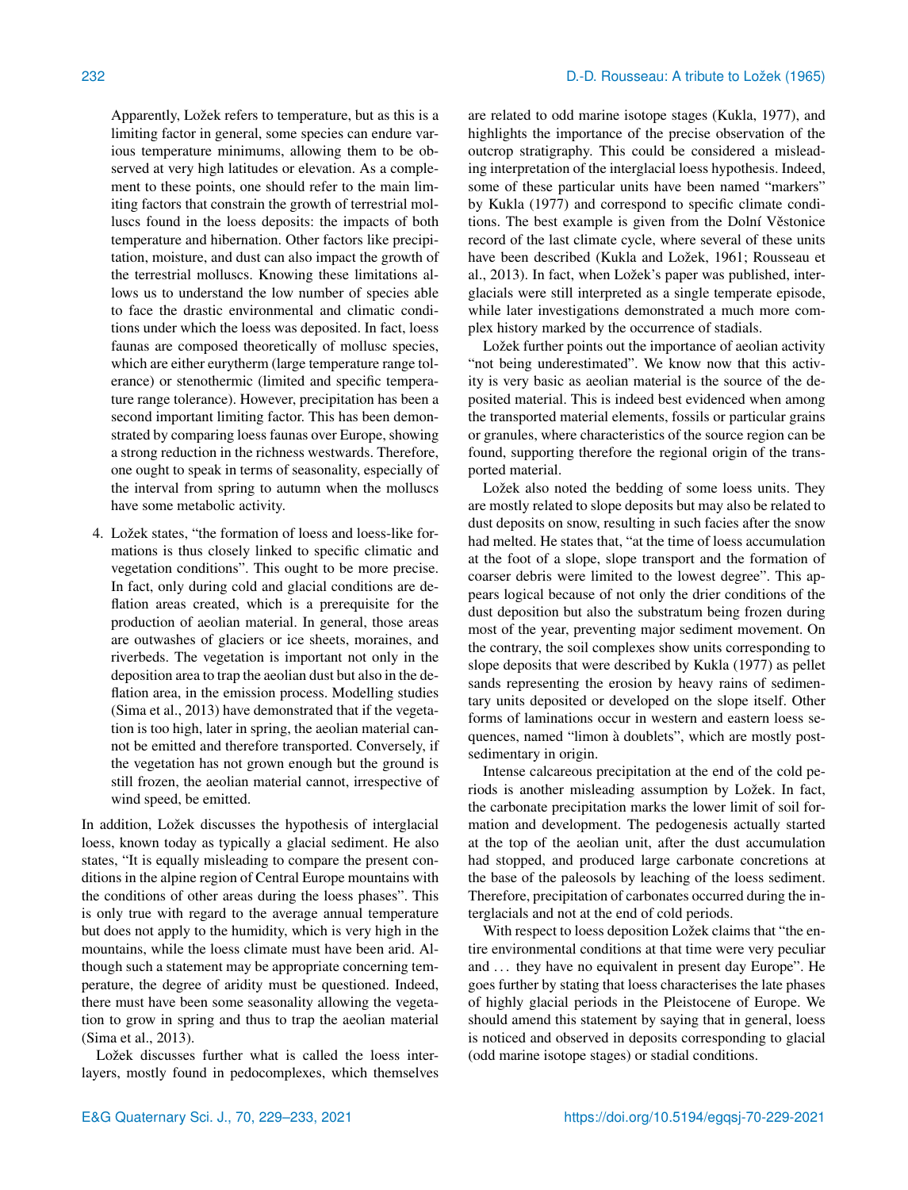Apparently, Ložek refers to temperature, but as this is a limiting factor in general, some species can endure various temperature minimums, allowing them to be observed at very high latitudes or elevation. As a complement to these points, one should refer to the main limiting factors that constrain the growth of terrestrial molluscs found in the loess deposits: the impacts of both temperature and hibernation. Other factors like precipitation, moisture, and dust can also impact the growth of the terrestrial molluscs. Knowing these limitations allows us to understand the low number of species able to face the drastic environmental and climatic conditions under which the loess was deposited. In fact, loess faunas are composed theoretically of mollusc species, which are either eurytherm (large temperature range tolerance) or stenothermic (limited and specific temperature range tolerance). However, precipitation has been a second important limiting factor. This has been demonstrated by comparing loess faunas over Europe, showing a strong reduction in the richness westwards. Therefore, one ought to speak in terms of seasonality, especially of the interval from spring to autumn when the molluscs have some metabolic activity.

4. Ložek states, "the formation of loess and loess-like formations is thus closely linked to specific climatic and vegetation conditions". This ought to be more precise. In fact, only during cold and glacial conditions are deflation areas created, which is a prerequisite for the production of aeolian material. In general, those areas are outwashes of glaciers or ice sheets, moraines, and riverbeds. The vegetation is important not only in the deposition area to trap the aeolian dust but also in the deflation area, in the emission process. Modelling studies (Sima et al., 2013) have demonstrated that if the vegetation is too high, later in spring, the aeolian material cannot be emitted and therefore transported. Conversely, if the vegetation has not grown enough but the ground is still frozen, the aeolian material cannot, irrespective of wind speed, be emitted.

In addition, Ložek discusses the hypothesis of interglacial loess, known today as typically a glacial sediment. He also states, "It is equally misleading to compare the present conditions in the alpine region of Central Europe mountains with the conditions of other areas during the loess phases". This is only true with regard to the average annual temperature but does not apply to the humidity, which is very high in the mountains, while the loess climate must have been arid. Although such a statement may be appropriate concerning temperature, the degree of aridity must be questioned. Indeed, there must have been some seasonality allowing the vegetation to grow in spring and thus to trap the aeolian material (Sima et al., 2013).

Ložek discusses further what is called the loess interlayers, mostly found in pedocomplexes, which themselves are related to odd marine isotope stages (Kukla, 1977), and highlights the importance of the precise observation of the outcrop stratigraphy. This could be considered a misleading interpretation of the interglacial loess hypothesis. Indeed, some of these particular units have been named "markers" by Kukla (1977) and correspond to specific climate conditions. The best example is given from the Dolní Věstonice record of the last climate cycle, where several of these units have been described (Kukla and Ložek, 1961; Rousseau et al., 2013). In fact, when Ložek's paper was published, interglacials were still interpreted as a single temperate episode, while later investigations demonstrated a much more complex history marked by the occurrence of stadials.

Ložek further points out the importance of aeolian activity "not being underestimated". We know now that this activity is very basic as aeolian material is the source of the deposited material. This is indeed best evidenced when among the transported material elements, fossils or particular grains or granules, where characteristics of the source region can be found, supporting therefore the regional origin of the transported material.

Ložek also noted the bedding of some loess units. They are mostly related to slope deposits but may also be related to dust deposits on snow, resulting in such facies after the snow had melted. He states that, "at the time of loess accumulation at the foot of a slope, slope transport and the formation of coarser debris were limited to the lowest degree". This appears logical because of not only the drier conditions of the dust deposition but also the substratum being frozen during most of the year, preventing major sediment movement. On the contrary, the soil complexes show units corresponding to slope deposits that were described by Kukla (1977) as pellet sands representing the erosion by heavy rains of sedimentary units deposited or developed on the slope itself. Other forms of laminations occur in western and eastern loess sequences, named "limon à doublets", which are mostly post-sedimentary in origin.

Intense calcareous precipitation at the end of the cold periods is another misleading assumption by Ložek. In fact, the carbonate precipitation marks the lower limit of soil formation and development. The pedogenesis actually started at the top of the aeolian unit, after the dust accumulation had stopped, and produced large carbonate concretions at the base of the paleosols by leaching of the loess sediment. Therefore, precipitation of carbonates occurred during the interglacials and not at the end of cold periods.

With respect to loess deposition Ložek claims that "the entire environmental conditions at that time were very peculiar and ... they have no equivalent in present day Europe". He goes further by stating that loess characterises the late phases of highly glacial periods in the Pleistocene of Europe. We should amend this statement by saying that in general, loess is noticed and observed in deposits corresponding to glacial (odd marine isotope stages) or stadial conditions.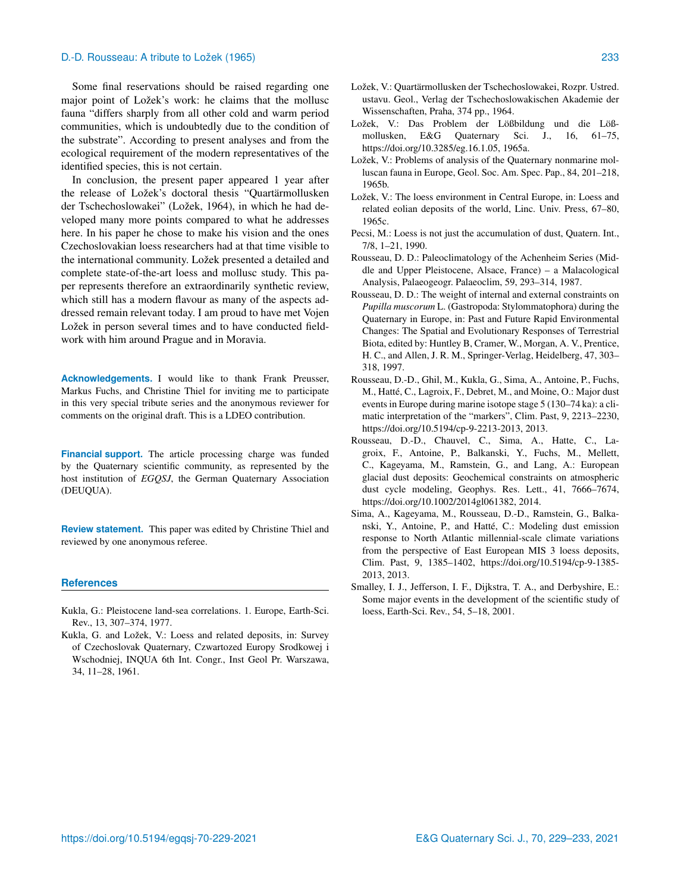Some final reservations should be raised regarding one major point of Ložek's work: he claims that the mollusc fauna "differs sharply from all other cold and warm period communities, which is undoubtedly due to the condition of the substrate". According to present analyses and from the ecological requirement of the modern representatives of the identified species, this is not certain.

In conclusion, the present paper appeared 1 year after the release of Ložek's doctoral thesis "Quartärmollusken der Tschechoslowakei" (Ložek, 1964), in which he had developed many more points compared to what he addresses here. In his paper he chose to make his vision and the ones Czechoslovakian loess researchers had at that time visible to the international community. Ložek presented a detailed and complete state-of-the-art loess and mollusc study. This paper represents therefore an extraordinarily synthetic review, which still has a modern flavour as many of the aspects addressed remain relevant today. I am proud to have met Vojen Ložek in person several times and to have conducted fieldwork with him around Prague and in Moravia.

**Acknowledgements.** I would like to thank Frank Preusser, Markus Fuchs, and Christine Thiel for inviting me to participate in this very special tribute series and the anonymous reviewer for comments on the original draft. This is a LDEO contribution.

**Financial support.** The article processing charge was funded by the Quaternary scientific community, as represented by the host institution of *EGQSJ*, the German Quaternary Association (DEUQUA).

**Review statement.** This paper was edited by Christine Thiel and reviewed by one anonymous referee.

## References

Kukla, G.: Pleistocene land-sea correlations. 1. Europe, Earth-Sci. Rev., 13, 307–374, 1977.

Kukla, G. and Ložek, V.: Loess and related deposits, in: Survey of Czechoslovak Quaternary, Czwartozed Europy Srodkowej i Wschodniej, INQUA 6th Int. Congr., Inst Geol Pr. Warszawa, 34, 11–28, 1961.

Ložek, V.: Quartärmollusken der Tschechoslowakei, Rozpr. Ustred. ustavu. Geol., Verlag der Tschechoslowakischen Akademie der Wissenschaften, Praha, 374 pp., 1964.

Ložek, V.: Das Problem der Lößbildung und die Lößmollusken, E&G Quaternary Sci. J., 16, 61–75, https://doi.org/10.3285/eg.16.1.05, 1965a.

Ložek, V.: Problems of analysis of the Quaternary nonmarine molluscan fauna in Europe, Geol. Soc. Am. Spec. Pap., 84, 201–218, 1965b.

Ložek, V.: The loess environment in Central Europe, in: Loess and related eolian deposits of the world, Linc. Univ. Press, 67–80, 1965c.

Pecsi, M.: Loess is not just the accumulation of dust, Quatern. Int., 7/8, 1–21, 1990.

Rousseau, D. D.: Paleoclimatology of the Achenheim Series (Middle and Upper Pleistocene, Alsace, France) – a Malacological Analysis, Palaeogeogr. Palaeoclim, 59, 293–314, 1987.

Rousseau, D. D.: The weight of internal and external constraints on *Pupilla muscorum* L. (Gastropoda: Stylommatophora) during the Quaternary in Europe, in: Past and Future Rapid Environmental Changes: The Spatial and Evolutionary Responses of Terrestrial Biota, edited by: Huntley B, Cramer, W., Morgan, A. V., Prentice, H. C., and Allen, J. R. M., Springer-Verlag, Heidelberg, 47, 303–318, 1997.

Rousseau, D.-D., Ghil, M., Kukla, G., Sima, A., Antoine, P., Fuchs, M., Hatté, C., Lagroix, F., Debret, M., and Moine, O.: Major dust events in Europe during marine isotope stage 5 (130–74 ka): a climatic interpretation of the "markers", Clim. Past, 9, 2213–2230, https://doi.org/10.5194/cp-9-2213-2013, 2013.

Rousseau, D.-D., Chauvel, C., Sima, A., Hatte, C., Lagroix, F., Antoine, P., Balkanski, Y., Fuchs, M., Mellett, C., Kageyama, M., Ramstein, G., and Lang, A.: European glacial dust deposits: Geochemical constraints on atmospheric dust cycle modeling, Geophys. Res. Lett., 41, 7666–7674, https://doi.org/10.1002/2014gl061382, 2014.

Sima, A., Kageyama, M., Rousseau, D.-D., Ramstein, G., Balkanski, Y., Antoine, P., and Hatté, C.: Modeling dust emission response to North Atlantic millennial-scale climate variations from the perspective of East European MIS 3 loess deposits, Clim. Past, 9, 1385–1402, https://doi.org/10.5194/cp-9-1385-2013, 2013.

Smalley, I. J., Jefferson, I. F., Dijkstra, T. A., and Derbyshire, E.: Some major events in the development of the scientific study of loess, Earth-Sci. Rev., 54, 5–18, 2001.